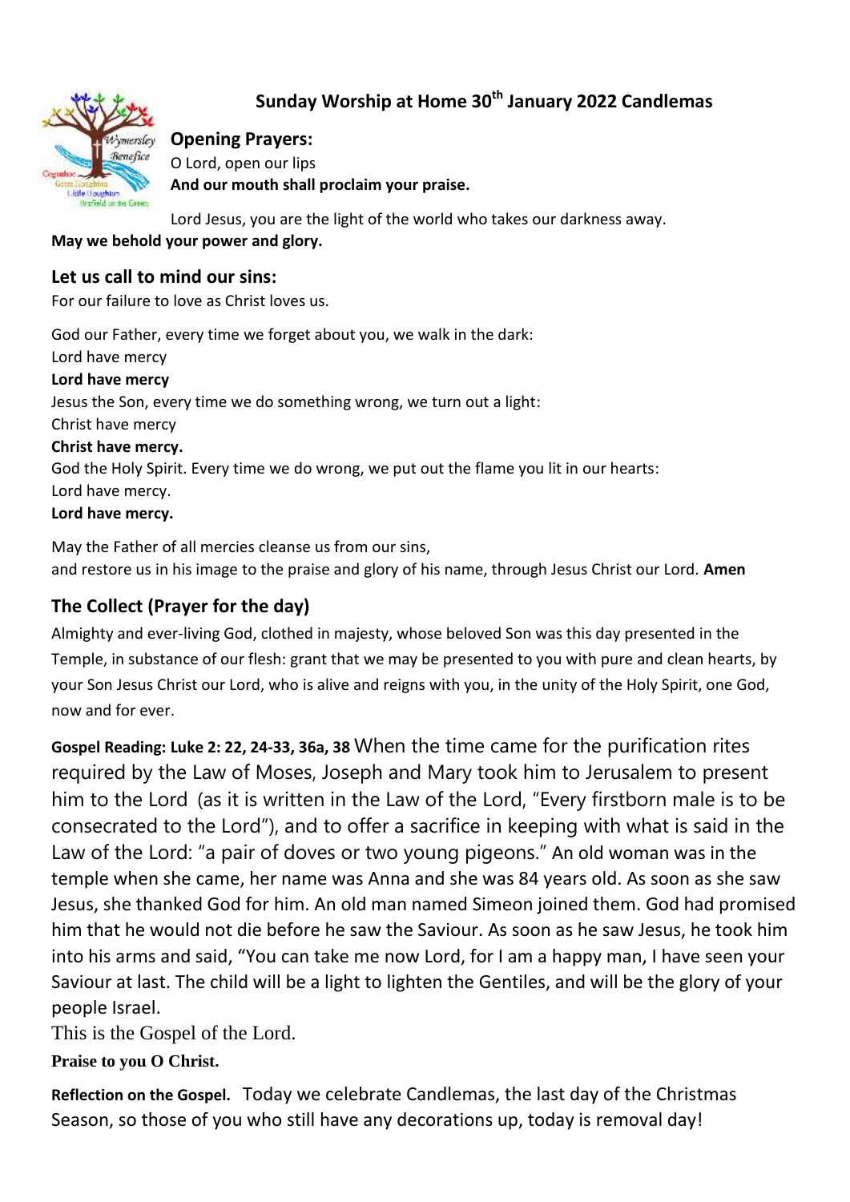# Sunday Worship at Home 30th January 2022 Candlemas

## Opening Prayers:

O Lord, open our lips

**And our mouth shall proclaim your praise.**

Lord Jesus, you are the light of the world who takes our darkness away.

**May we behold your power and glory.**

## Let us call to mind our sins:

For our failure to love as Christ loves us.

God our Father, every time we forget about you, we walk in the dark:

Lord have mercy

**Lord have mercy**

Jesus the Son, every time we do something wrong, we turn out a light:

Christ have mercy

**Christ have mercy.**

God the Holy Spirit. Every time we do wrong, we put out the flame you lit in our hearts:

Lord have mercy.

**Lord have mercy.**

May the Father of all mercies cleanse us from our sins,
and restore us in his image to the praise and glory of his name, through Jesus Christ our Lord. **Amen**

## The Collect (Prayer for the day)

Almighty and ever-living God, clothed in majesty, whose beloved Son was this day presented in the Temple, in substance of our flesh: grant that we may be presented to you with pure and clean hearts, by your Son Jesus Christ our Lord, who is alive and reigns with you, in the unity of the Holy Spirit, one God, now and for ever.

**Gospel Reading: Luke 2: 22, 24-33, 36a, 38** When the time came for the purification rites required by the Law of Moses, Joseph and Mary took him to Jerusalem to present him to the Lord (as it is written in the Law of the Lord, "Every firstborn male is to be consecrated to the Lord"), and to offer a sacrifice in keeping with what is said in the Law of the Lord: "a pair of doves or two young pigeons." An old woman was in the temple when she came, her name was Anna and she was 84 years old. As soon as she saw Jesus, she thanked God for him. An old man named Simeon joined them. God had promised him that he would not die before he saw the Saviour. As soon as he saw Jesus, he took him into his arms and said, "You can take me now Lord, for I am a happy man, I have seen your Saviour at last. The child will be a light to lighten the Gentiles, and will be the glory of your people Israel.

This is the Gospel of the Lord.

**Praise to you O Christ.**

**Reflection on the Gospel.** Today we celebrate Candlemas, the last day of the Christmas Season, so those of you who still have any decorations up, today is removal day!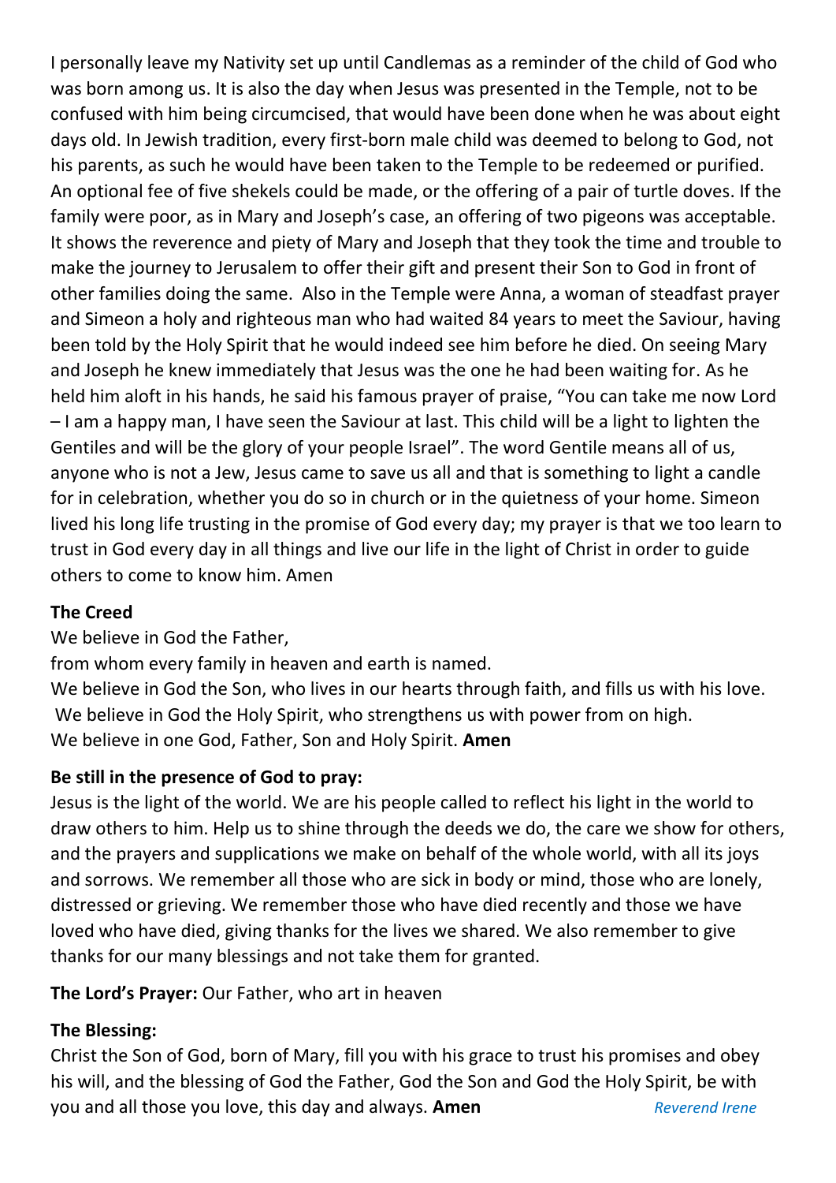I personally leave my Nativity set up until Candlemas as a reminder of the child of God who was born among us. It is also the day when Jesus was presented in the Temple, not to be confused with him being circumcised, that would have been done when he was about eight days old. In Jewish tradition, every first-born male child was deemed to belong to God, not his parents, as such he would have been taken to the Temple to be redeemed or purified. An optional fee of five shekels could be made, or the offering of a pair of turtle doves. If the family were poor, as in Mary and Joseph's case, an offering of two pigeons was acceptable. It shows the reverence and piety of Mary and Joseph that they took the time and trouble to make the journey to Jerusalem to offer their gift and present their Son to God in front of other families doing the same. Also in the Temple were Anna, a woman of steadfast prayer and Simeon a holy and righteous man who had waited 84 years to meet the Saviour, having been told by the Holy Spirit that he would indeed see him before he died. On seeing Mary and Joseph he knew immediately that Jesus was the one he had been waiting for. As he held him aloft in his hands, he said his famous prayer of praise, "You can take me now Lord – I am a happy man, I have seen the Saviour at last. This child will be a light to lighten the Gentiles and will be the glory of your people Israel". The word Gentile means all of us, anyone who is not a Jew, Jesus came to save us all and that is something to light a candle for in celebration, whether you do so in church or in the quietness of your home. Simeon lived his long life trusting in the promise of God every day; my prayer is that we too learn to trust in God every day in all things and live our life in the light of Christ in order to guide others to come to know him. Amen

**The Creed**

We believe in God the Father,
from whom every family in heaven and earth is named.
We believe in God the Son, who lives in our hearts through faith, and fills us with his love.
We believe in God the Holy Spirit, who strengthens us with power from on high.
We believe in one God, Father, Son and Holy Spirit. **Amen**

**Be still in the presence of God to pray:**

Jesus is the light of the world. We are his people called to reflect his light in the world to draw others to him. Help us to shine through the deeds we do, the care we show for others, and the prayers and supplications we make on behalf of the whole world, with all its joys and sorrows. We remember all those who are sick in body or mind, those who are lonely, distressed or grieving. We remember those who have died recently and those we have loved who have died, giving thanks for the lives we shared. We also remember to give thanks for our many blessings and not take them for granted.

**The Lord's Prayer:** Our Father, who art in heaven

**The Blessing:**

Christ the Son of God, born of Mary, fill you with his grace to trust his promises and obey his will, and the blessing of God the Father, God the Son and God the Holy Spirit, be with you and all those you love, this day and always. **Amen**

*Reverend Irene*